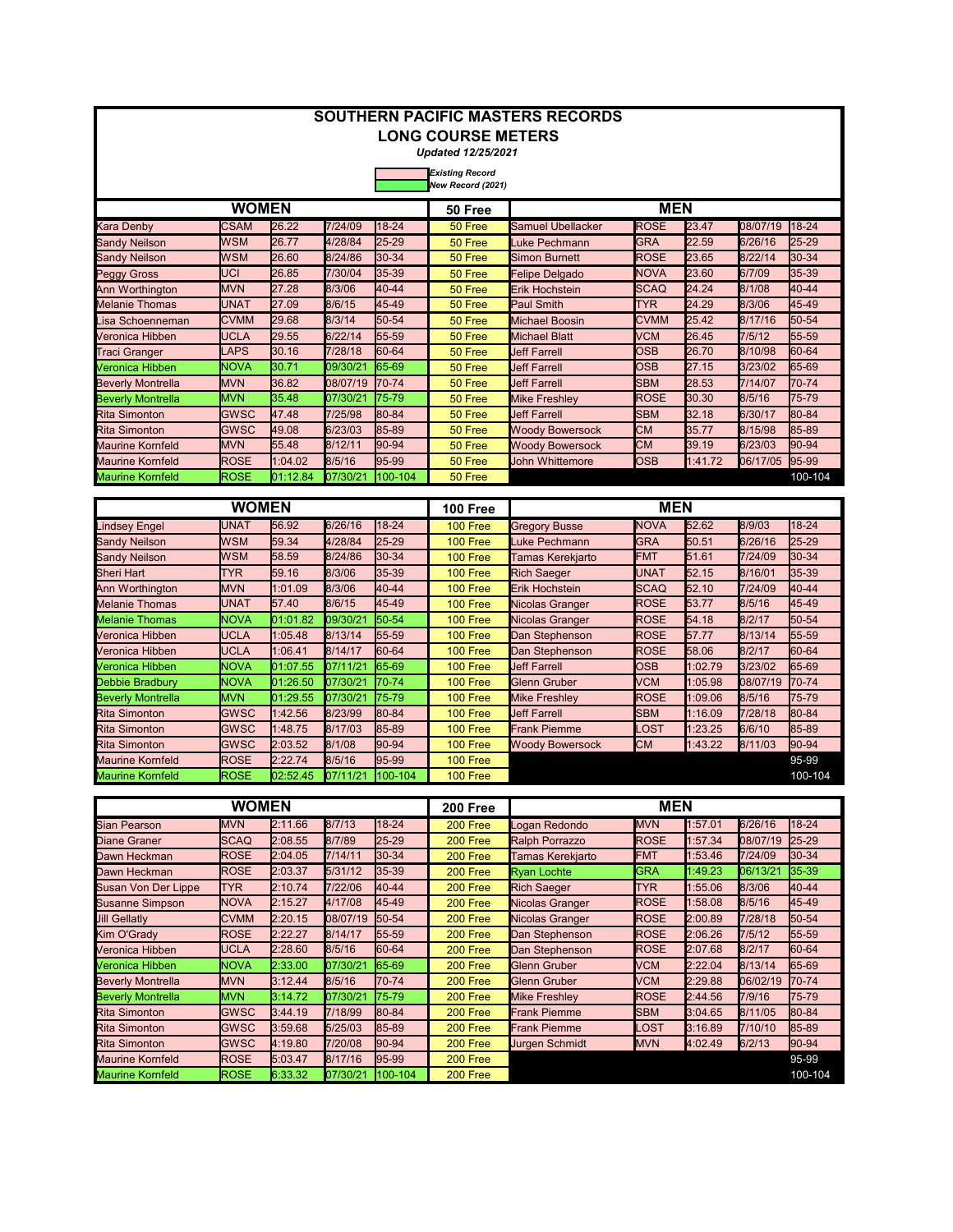# SOUTHERN PACIFIC MASTERS RECORDS

## LONG COURSE METERS

*Updated 12/25/2021*

*Existing Record*
*New Record (2021)*

| WOMEN | | | | | 50 Free | MEN | | | | |
|---|---|---|---|---|---|---|---|---|---|---|
| Kara Denby | CSAM | 26.22 | 7/24/09 | 18-24 | 50 Free | Samuel Ubellacker | ROSE | 23.47 | 08/07/19 | 18-24 |
| Sandy Neilson | WSM | 26.77 | 4/28/84 | 25-29 | 50 Free | Luke Pechmann | GRA | 22.59 | 6/26/16 | 25-29 |
| Sandy Neilson | WSM | 26.60 | 8/24/86 | 30-34 | 50 Free | Simon Burnett | ROSE | 23.65 | 8/22/14 | 30-34 |
| Peggy Gross | UCI | 26.85 | 7/30/04 | 35-39 | 50 Free | Felipe Delgado | NOVA | 23.60 | 6/7/09 | 35-39 |
| Ann Worthington | MVN | 27.28 | 8/3/06 | 40-44 | 50 Free | Erik Hochstein | SCAQ | 24.24 | 8/1/08 | 40-44 |
| Melanie Thomas | UNAT | 27.09 | 8/6/15 | 45-49 | 50 Free | Paul Smith | TYR | 24.29 | 8/3/06 | 45-49 |
| Lisa Schoenneman | CVMM | 29.68 | 8/3/14 | 50-54 | 50 Free | Michael Boosin | CVMM | 25.42 | 8/17/16 | 50-54 |
| Veronica Hibben | UCLA | 29.55 | 6/22/14 | 55-59 | 50 Free | Michael Blatt | VCM | 26.45 | 7/5/12 | 55-59 |
| Traci Granger | LAPS | 30.16 | 7/28/18 | 60-64 | 50 Free | Jeff Farrell | OSB | 26.70 | 8/10/98 | 60-64 |
| Veronica Hibben | NOVA | 30.71 | 09/30/21 | 65-69 | 50 Free | Jeff Farrell | OSB | 27.15 | 3/23/02 | 65-69 |
| Beverly Montrella | MVN | 36.82 | 08/07/19 | 70-74 | 50 Free | Jeff Farrell | SBM | 28.53 | 7/14/07 | 70-74 |
| Beverly Montrella | MVN | 35.48 | 07/30/21 | 75-79 | 50 Free | Mike Freshley | ROSE | 30.30 | 8/5/16 | 75-79 |
| Rita Simonton | GWSC | 47.48 | 7/25/98 | 80-84 | 50 Free | Jeff Farrell | SBM | 32.18 | 6/30/17 | 80-84 |
| Rita Simonton | GWSC | 49.08 | 6/23/03 | 85-89 | 50 Free | Woody Bowersock | CM | 35.77 | 8/15/98 | 85-89 |
| Maurine Kornfeld | MVN | 55.48 | 8/12/11 | 90-94 | 50 Free | Woody Bowersock | CM | 39.19 | 6/23/03 | 90-94 |
| Maurine Kornfeld | ROSE | 1:04.02 | 8/5/16 | 95-99 | 50 Free | John Whittemore | OSB | 1:41.72 | 06/17/05 | 95-99 |
| Maurine Kornfeld | ROSE | 01:12.84 | 07/30/21 | 100-104 | 50 Free | | | | | 100-104 |

| WOMEN | | | | | 100 Free | MEN | | | | |
|---|---|---|---|---|---|---|---|---|---|---|
| Lindsey Engel | UNAT | 56.92 | 6/26/16 | 18-24 | 100 Free | Gregory Busse | NOVA | 52.62 | 8/9/03 | 18-24 |
| Sandy Neilson | WSM | 59.34 | 4/28/84 | 25-29 | 100 Free | Luke Pechmann | GRA | 50.51 | 6/26/16 | 25-29 |
| Sandy Neilson | WSM | 58.59 | 8/24/86 | 30-34 | 100 Free | Tamas Kerekjarto | FMT | 51.61 | 7/24/09 | 30-34 |
| Sheri Hart | TYR | 59.16 | 8/3/06 | 35-39 | 100 Free | Rich Saeger | UNAT | 52.15 | 8/16/01 | 35-39 |
| Ann Worthington | MVN | 1:01.09 | 8/3/06 | 40-44 | 100 Free | Erik Hochstein | SCAQ | 52.10 | 7/24/09 | 40-44 |
| Melanie Thomas | UNAT | 57.40 | 8/6/15 | 45-49 | 100 Free | Nicolas Granger | ROSE | 53.77 | 8/5/16 | 45-49 |
| Melanie Thomas | NOVA | 01:01.82 | 09/30/21 | 50-54 | 100 Free | Nicolas Granger | ROSE | 54.18 | 8/2/17 | 50-54 |
| Veronica Hibben | UCLA | 1:05.48 | 8/13/14 | 55-59 | 100 Free | Dan Stephenson | ROSE | 57.77 | 8/13/14 | 55-59 |
| Veronica Hibben | UCLA | 1:06.41 | 8/14/17 | 60-64 | 100 Free | Dan Stephenson | ROSE | 58.06 | 8/2/17 | 60-64 |
| Veronica Hibben | NOVA | 01:07.55 | 07/11/21 | 65-69 | 100 Free | Jeff Farrell | OSB | 1:02.79 | 3/23/02 | 65-69 |
| Debbie Bradbury | NOVA | 01:26.50 | 07/30/21 | 70-74 | 100 Free | Glenn Gruber | VCM | 1:05.98 | 08/07/19 | 70-74 |
| Beverly Montrella | MVN | 01:29.55 | 07/30/21 | 75-79 | 100 Free | Mike Freshley | ROSE | 1:09.06 | 8/5/16 | 75-79 |
| Rita Simonton | GWSC | 1:42.56 | 8/23/99 | 80-84 | 100 Free | Jeff Farrell | SBM | 1:16.09 | 7/28/18 | 80-84 |
| Rita Simonton | GWSC | 1:48.75 | 8/17/03 | 85-89 | 100 Free | Frank Piemme | LOST | 1:23.25 | 6/6/10 | 85-89 |
| Rita Simonton | GWSC | 2:03.52 | 8/1/08 | 90-94 | 100 Free | Woody Bowersock | CM | 1:43.22 | 8/11/03 | 90-94 |
| Maurine Kornfeld | ROSE | 2:22.74 | 8/5/16 | 95-99 | 100 Free | | | | | 95-99 |
| Maurine Kornfeld | ROSE | 02:52.45 | 07/11/21 | 100-104 | 100 Free | | | | | 100-104 |

| WOMEN | | | | | 200 Free | MEN | | | | |
|---|---|---|---|---|---|---|---|---|---|---|
| Sian Pearson | MVN | 2:11.66 | 8/7/13 | 18-24 | 200 Free | Logan Redondo | MVN | 1:57.01 | 6/26/16 | 18-24 |
| Diane Graner | SCAQ | 2:08.55 | 8/7/89 | 25-29 | 200 Free | Ralph Porrazzo | ROSE | 1:57.34 | 08/07/19 | 25-29 |
| Dawn Heckman | ROSE | 2:04.05 | 7/14/11 | 30-34 | 200 Free | Tamas Kerekjarto | FMT | 1:53.46 | 7/24/09 | 30-34 |
| Dawn Heckman | ROSE | 2:03.37 | 5/31/12 | 35-39 | 200 Free | Ryan Lochte | GRA | 1:49.23 | 06/13/21 | 35-39 |
| Susan Von Der Lippe | TYR | 2:10.74 | 7/22/06 | 40-44 | 200 Free | Rich Saeger | TYR | 1:55.06 | 8/3/06 | 40-44 |
| Susanne Simpson | NOVA | 2:15.27 | 4/17/08 | 45-49 | 200 Free | Nicolas Granger | ROSE | 1:58.08 | 8/5/16 | 45-49 |
| Jill Gellatly | CVMM | 2:20.15 | 08/07/19 | 50-54 | 200 Free | Nicolas Granger | ROSE | 2:00.89 | 7/28/18 | 50-54 |
| Kim O'Grady | ROSE | 2:22.27 | 8/14/17 | 55-59 | 200 Free | Dan Stephenson | ROSE | 2:06.26 | 7/5/12 | 55-59 |
| Veronica Hibben | UCLA | 2:28.60 | 8/5/16 | 60-64 | 200 Free | Dan Stephenson | ROSE | 2:07.68 | 8/2/17 | 60-64 |
| Veronica Hibben | NOVA | 2:33.00 | 07/30/21 | 65-69 | 200 Free | Glenn Gruber | VCM | 2:22.04 | 8/13/14 | 65-69 |
| Beverly Montrella | MVN | 3:12.44 | 8/5/16 | 70-74 | 200 Free | Glenn Gruber | VCM | 2:29.88 | 06/02/19 | 70-74 |
| Beverly Montrella | MVN | 3:14.72 | 07/30/21 | 75-79 | 200 Free | Mike Freshley | ROSE | 2:44.56 | 7/9/16 | 75-79 |
| Rita Simonton | GWSC | 3:44.19 | 7/18/99 | 80-84 | 200 Free | Frank Piemme | SBM | 3:04.65 | 8/11/05 | 80-84 |
| Rita Simonton | GWSC | 3:59.68 | 5/25/03 | 85-89 | 200 Free | Frank Piemme | LOST | 3:16.89 | 7/10/10 | 85-89 |
| Rita Simonton | GWSC | 4:19.80 | 7/20/08 | 90-94 | 200 Free | Jurgen Schmidt | MVN | 4:02.49 | 6/2/13 | 90-94 |
| Maurine Kornfeld | ROSE | 5:03.47 | 8/17/16 | 95-99 | 200 Free | | | | | 95-99 |
| Maurine Kornfeld | ROSE | 6:33.32 | 07/30/21 | 100-104 | 200 Free | | | | | 100-104 |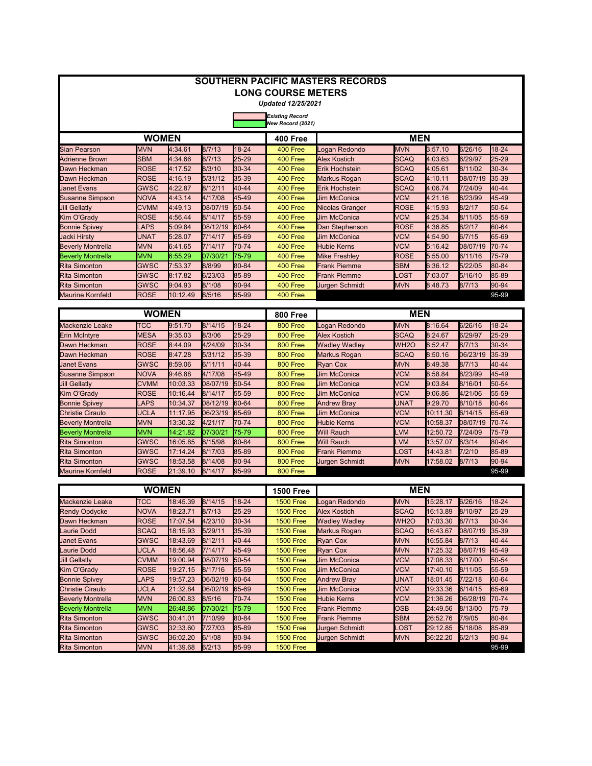# SOUTHERN PACIFIC MASTERS RECORDS
## LONG COURSE METERS
*Updated 12/25/2021*

*Existing Record*
*New Record (2021)*

| WOMEN | | | | | 400 Free | MEN | | | | |
|---|---|---|---|---|---|---|---|---|---|---|
| Sian Pearson | MVN | 4:34.61 | 8/7/13 | 18-24 | 400 Free | Logan Redondo | MVN | 3:57.10 | 6/26/16 | 18-24 |
| Adrienne Brown | SBM | 4:34.66 | 8/7/13 | 25-29 | 400 Free | Alex Kostich | SCAQ | 4:03.63 | 6/29/97 | 25-29 |
| Dawn Heckman | ROSE | 4:17.52 | 8/3/10 | 30-34 | 400 Free | Erik Hochstein | SCAQ | 4:05.61 | 8/11/02 | 30-34 |
| Dawn Heckman | ROSE | 4:16.19 | 5/31/12 | 35-39 | 400 Free | Markus Rogan | SCAQ | 4:10.11 | 08/07/19 | 35-39 |
| Janet Evans | GWSC | 4:22.87 | 8/12/11 | 40-44 | 400 Free | Erik Hochstein | SCAQ | 4:06.74 | 7/24/09 | 40-44 |
| Susanne Simpson | NOVA | 4:43.14 | 4/17/08 | 45-49 | 400 Free | Jim McConica | VCM | 4:21.16 | 8/23/99 | 45-49 |
| Jill Gellatly | CVMM | 4:49.13 | 08/07/19 | 50-54 | 400 Free | Nicolas Granger | ROSE | 4:15.93 | 8/2/17 | 50-54 |
| Kim O'Grady | ROSE | 4:56.44 | 8/14/17 | 55-59 | 400 Free | Jim McConica | VCM | 4:25.34 | 8/11/05 | 55-59 |
| Bonnie Spivey | LAPS | 5:09.84 | 08/12/19 | 60-64 | 400 Free | Dan Stephenson | ROSE | 4:36.85 | 8/2/17 | 60-64 |
| Jacki Hirsty | UNAT | 5:28.07 | 7/14/17 | 65-69 | 400 Free | Jim McConica | VCM | 4:54.90 | 6/7/15 | 65-69 |
| Beverly Montrella | MVN | 6:41.65 | 7/14/17 | 70-74 | 400 Free | Hubie Kerns | VCM | 5:16.42 | 08/07/19 | 70-74 |
| Beverly Montrella | MVN | 6:55.29 | 07/30/21 | 75-79 | 400 Free | Mike Freshley | ROSE | 5:55.00 | 6/11/16 | 75-79 |
| Rita Simonton | GWSC | 7:53.37 | 8/8/99 | 80-84 | 400 Free | Frank Piemme | SBM | 6:36.12 | 5/22/05 | 80-84 |
| Rita Simonton | GWSC | 8:17.82 | 6/23/03 | 85-89 | 400 Free | Frank Piemme | LOST | 7:03.07 | 5/16/10 | 85-89 |
| Rita Simonton | GWSC | 9:04.93 | 8/1/08 | 90-94 | 400 Free | Jurgen Schmidt | MVN | 8:48.73 | 8/7/13 | 90-94 |
| Maurine Kornfeld | ROSE | 10:12.49 | 8/5/16 | 95-99 | 400 Free | | | | | 95-99 |

| WOMEN | | | | | 800 Free | MEN | | | | |
|---|---|---|---|---|---|---|---|---|---|---|
| Mackenzie Leake | TCC | 9:51.70 | 8/14/15 | 18-24 | 800 Free | Logan Redondo | MVN | 8:16.64 | 6/26/16 | 18-24 |
| Erin McIntyre | MESA | 9:35.03 | 8/3/06 | 25-29 | 800 Free | Alex Kostich | SCAQ | 8:24.67 | 6/29/97 | 25-29 |
| Dawn Heckman | ROSE | 8:44.09 | 4/24/09 | 30-34 | 800 Free | Wadley Wadley | WH2O | 8:52.47 | 8/7/13 | 30-34 |
| Dawn Heckman | ROSE | 8:47.28 | 5/31/12 | 35-39 | 800 Free | Markus Rogan | SCAQ | 8:50.16 | 06/23/19 | 35-39 |
| Janet Evans | GWSC | 8:59.06 | 6/11/11 | 40-44 | 800 Free | Ryan Cox | MVN | 8:49.38 | 8/7/13 | 40-44 |
| Susanne Simpson | NOVA | 9:46.88 | 4/17/08 | 45-49 | 800 Free | Jim McConica | VCM | 8:58.84 | 8/23/99 | 45-49 |
| Jill Gellatly | CVMM | 10:03.33 | 08/07/19 | 50-54 | 800 Free | Jim McConica | VCM | 9:03.84 | 8/16/01 | 50-54 |
| Kim O'Grady | ROSE | 10:16.44 | 8/14/17 | 55-59 | 800 Free | Jim McConica | VCM | 9:06.86 | 4/21/06 | 55-59 |
| Bonnie Spivey | LAPS | 10:34.37 | 08/12/19 | 60-64 | 800 Free | Andrew Bray | UNAT | 9:29.70 | 8/10/18 | 60-64 |
| Christie Ciraulo | UCLA | 11:17.95 | 06/23/19 | 65-69 | 800 Free | Jim McConica | VCM | 10:11.30 | 6/14/15 | 65-69 |
| Beverly Montrella | MVN | 13:30.32 | 4/21/17 | 70-74 | 800 Free | Hubie Kerns | VCM | 10:58.37 | 08/07/19 | 70-74 |
| Beverly Montrella | MVN | 14:21.82 | 07/30/21 | 75-79 | 800 Free | Will Rauch | LVM | 12:50.72 | 7/24/09 | 75-79 |
| Rita Simonton | GWSC | 16:05.85 | 8/15/98 | 80-84 | 800 Free | Will Rauch | LVM | 13:57.07 | 8/3/14 | 80-84 |
| Rita Simonton | GWSC | 17:14.24 | 8/17/03 | 85-89 | 800 Free | Frank Piemme | LOST | 14:43.81 | 7/2/10 | 85-89 |
| Rita Simonton | GWSC | 18:53.58 | 8/14/08 | 90-94 | 800 Free | Jurgen Schmidt | MVN | 17:58.02 | 8/7/13 | 90-94 |
| Maurine Kornfeld | ROSE | 21:39.10 | 8/14/17 | 95-99 | 800 Free | | | | | 95-99 |

| WOMEN | | | | | 1500 Free | MEN | | | | |
|---|---|---|---|---|---|---|---|---|---|---|
| Mackenzie Leake | TCC | 18:45.39 | 8/14/15 | 18-24 | 1500 Free | Logan Redondo | MVN | 15:28.17 | 6/26/16 | 18-24 |
| Rendy Opdycke | NOVA | 18:23.71 | 8/7/13 | 25-29 | 1500 Free | Alex Kostich | SCAQ | 16:13.89 | 8/10/97 | 25-29 |
| Dawn Heckman | ROSE | 17:07.54 | 4/23/10 | 30-34 | 1500 Free | Wadley Wadley | WH2O | 17:03.30 | 8/7/13 | 30-34 |
| Laurie Dodd | SCAQ | 18:15.93 | 5/29/11 | 35-39 | 1500 Free | Markus Rogan | SCAQ | 16:43.67 | 08/07/19 | 35-39 |
| Janet Evans | GWSC | 18:43.69 | 8/12/11 | 40-44 | 1500 Free | Ryan Cox | MVN | 16:55.84 | 8/7/13 | 40-44 |
| Laurie Dodd | UCLA | 18:56.48 | 7/14/17 | 45-49 | 1500 Free | Ryan Cox | MVN | 17:25.32 | 08/07/19 | 45-49 |
| Jill Gellatly | CVMM | 19:00.94 | 08/07/19 | 50-54 | 1500 Free | Jim McConica | VCM | 17:08.33 | 8/17/00 | 50-54 |
| Kim O'Grady | ROSE | 19:27.15 | 8/17/16 | 55-59 | 1500 Free | Jim McConica | VCM | 17:40.10 | 8/11/05 | 55-59 |
| Bonnie Spivey | LAPS | 19:57.23 | 06/02/19 | 60-64 | 1500 Free | Andrew Bray | UNAT | 18:01.45 | 7/22/18 | 60-64 |
| Christie Ciraulo | UCLA | 21:32.84 | 06/02/19 | 65-69 | 1500 Free | Jim McConica | VCM | 19:33.36 | 6/14/15 | 65-69 |
| Beverly Montrella | MVN | 26:00.83 | 8/5/16 | 70-74 | 1500 Free | Hubie Kerns | VCM | 21:36.26 | 06/28/19 | 70-74 |
| Beverly Montrella | MVN | 26:48.86 | 07/30/21 | 75-79 | 1500 Free | Frank Piemme | OSB | 24:49.56 | 8/13/00 | 75-79 |
| Rita Simonton | GWSC | 30:41.01 | 7/10/99 | 80-84 | 1500 Free | Frank Piemme | SBM | 26:52.76 | 7/9/05 | 80-84 |
| Rita Simonton | GWSC | 32:33.60 | 7/27/03 | 85-89 | 1500 Free | Jurgen Schmidt | LOST | 29:12.85 | 5/18/08 | 85-89 |
| Rita Simonton | GWSC | 36:02.20 | 6/1/08 | 90-94 | 1500 Free | Jurgen Schmidt | MVN | 36:22.20 | 6/2/13 | 90-94 |
| Rita Simonton | MVN | 41:39.68 | 6/2/13 | 95-99 | 1500 Free | | | | | 95-99 |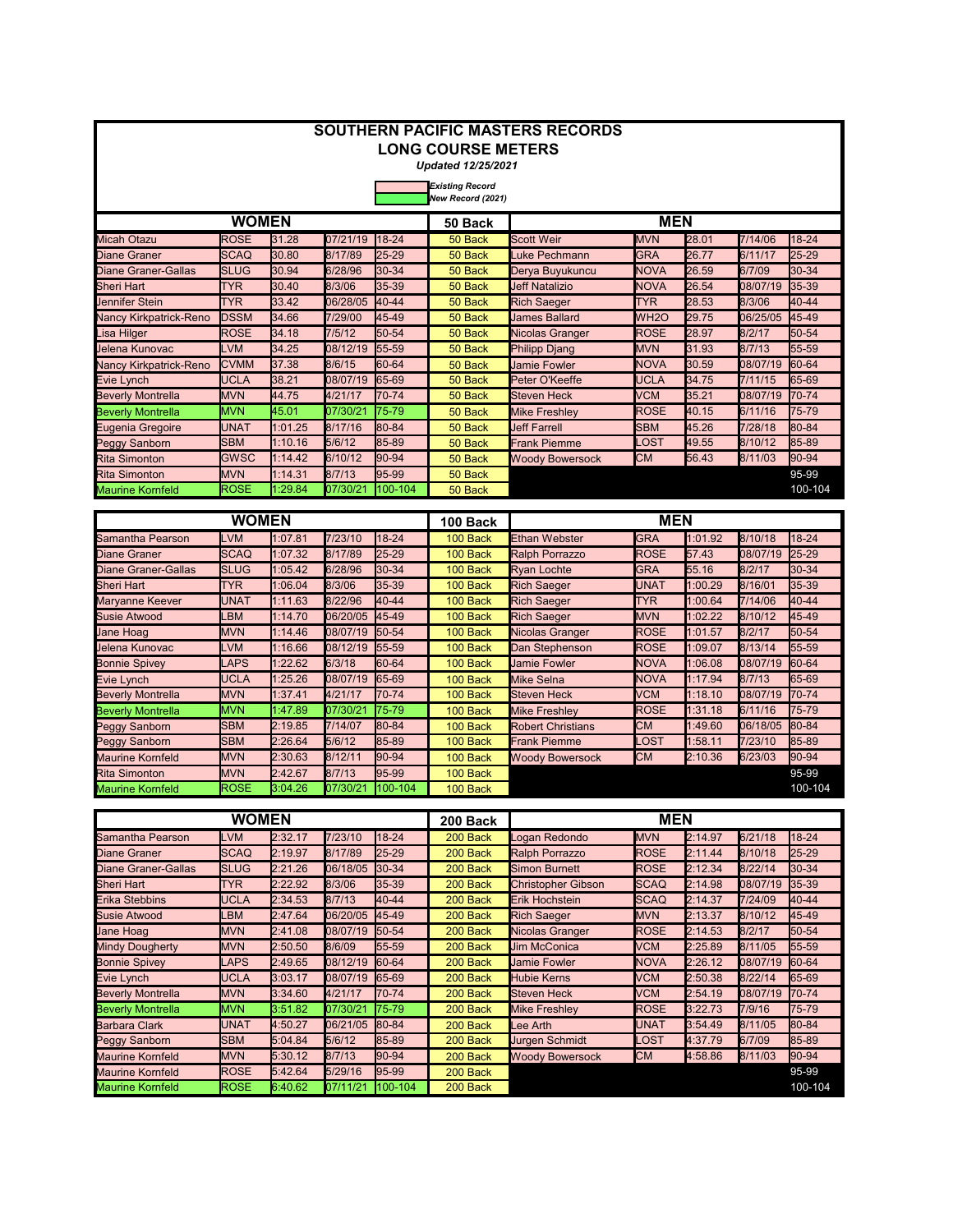# SOUTHERN PACIFIC MASTERS RECORDS

## LONG COURSE METERS

*Updated 12/25/2021*

*Existing Record*
*New Record (2021)*

| WOMEN | | | | | 50 Back | MEN | | | | |
|---|---|---|---|---|---|---|---|---|---|---|
| Micah Otazu | ROSE | 31.28 | 07/21/19 | 18-24 | 50 Back | Scott Weir | MVN | 28.01 | 7/14/06 | 18-24 |
| Diane Graner | SCAQ | 30.80 | 8/17/89 | 25-29 | 50 Back | Luke Pechmann | GRA | 26.77 | 6/11/17 | 25-29 |
| Diane Graner-Gallas | SLUG | 30.94 | 6/28/96 | 30-34 | 50 Back | Derya Buyukuncu | NOVA | 26.59 | 6/7/09 | 30-34 |
| Sheri Hart | TYR | 30.40 | 8/3/06 | 35-39 | 50 Back | Jeff Natalizio | NOVA | 26.54 | 08/07/19 | 35-39 |
| Jennifer Stein | TYR | 33.42 | 06/28/05 | 40-44 | 50 Back | Rich Saeger | TYR | 28.53 | 8/3/06 | 40-44 |
| Nancy Kirkpatrick-Reno | DSSM | 34.66 | 7/29/00 | 45-49 | 50 Back | James Ballard | WH2O | 29.75 | 06/25/05 | 45-49 |
| Lisa Hilger | ROSE | 34.18 | 7/5/12 | 50-54 | 50 Back | Nicolas Granger | ROSE | 28.97 | 8/2/17 | 50-54 |
| Jelena Kunovac | LVM | 34.25 | 08/12/19 | 55-59 | 50 Back | Philipp Djang | MVN | 31.93 | 8/7/13 | 55-59 |
| Nancy Kirkpatrick-Reno | CVMM | 37.38 | 8/6/15 | 60-64 | 50 Back | Jamie Fowler | NOVA | 30.59 | 08/07/19 | 60-64 |
| Evie Lynch | UCLA | 38.21 | 08/07/19 | 65-69 | 50 Back | Peter O'Keeffe | UCLA | 34.75 | 7/11/15 | 65-69 |
| Beverly Montrella | MVN | 44.75 | 4/21/17 | 70-74 | 50 Back | Steven Heck | VCM | 35.21 | 08/07/19 | 70-74 |
| Beverly Montrella | MVN | 45.01 | 07/30/21 | 75-79 | 50 Back | Mike Freshley | ROSE | 40.15 | 6/11/16 | 75-79 |
| Eugenia Gregoire | UNAT | 1:01.25 | 8/17/16 | 80-84 | 50 Back | Jeff Farrell | SBM | 45.26 | 7/28/18 | 80-84 |
| Peggy Sanborn | SBM | 1:10.16 | 5/6/12 | 85-89 | 50 Back | Frank Piemme | LOST | 49.55 | 8/10/12 | 85-89 |
| Rita Simonton | GWSC | 1:14.42 | 6/10/12 | 90-94 | 50 Back | Woody Bowersock | CM | 56.43 | 8/11/03 | 90-94 |
| Rita Simonton | MVN | 1:14.31 | 8/7/13 | 95-99 | 50 Back | | | | | 95-99 |
| Maurine Kornfeld | ROSE | 1:29.84 | 07/30/21 | 100-104 | 50 Back | | | | | 100-104 |

| WOMEN | | | | | 100 Back | MEN | | | | |
|---|---|---|---|---|---|---|---|---|---|---|
| Samantha Pearson | LVM | 1:07.81 | 7/23/10 | 18-24 | 100 Back | Ethan Webster | GRA | 1:01.92 | 8/10/18 | 18-24 |
| Diane Graner | SCAQ | 1:07.32 | 8/17/89 | 25-29 | 100 Back | Ralph Porrazzo | ROSE | 57.43 | 08/07/19 | 25-29 |
| Diane Graner-Gallas | SLUG | 1:05.42 | 6/28/96 | 30-34 | 100 Back | Ryan Lochte | GRA | 55.16 | 8/2/17 | 30-34 |
| Sheri Hart | TYR | 1:06.04 | 8/3/06 | 35-39 | 100 Back | Rich Saeger | UNAT | 1:00.29 | 8/16/01 | 35-39 |
| Maryanne Keever | UNAT | 1:11.63 | 8/22/96 | 40-44 | 100 Back | Rich Saeger | TYR | 1:00.64 | 7/14/06 | 40-44 |
| Susie Atwood | LBM | 1:14.70 | 06/20/05 | 45-49 | 100 Back | Rich Saeger | MVN | 1:02.22 | 8/10/12 | 45-49 |
| Jane Hoag | MVN | 1:14.46 | 08/07/19 | 50-54 | 100 Back | Nicolas Granger | ROSE | 1:01.57 | 8/2/17 | 50-54 |
| Jelena Kunovac | LVM | 1:16.66 | 08/12/19 | 55-59 | 100 Back | Dan Stephenson | ROSE | 1:09.07 | 8/13/14 | 55-59 |
| Bonnie Spivey | LAPS | 1:22.62 | 6/3/18 | 60-64 | 100 Back | Jamie Fowler | NOVA | 1:06.08 | 08/07/19 | 60-64 |
| Evie Lynch | UCLA | 1:25.26 | 08/07/19 | 65-69 | 100 Back | Mike Selna | NOVA | 1:17.94 | 8/7/13 | 65-69 |
| Beverly Montrella | MVN | 1:37.41 | 4/21/17 | 70-74 | 100 Back | Steven Heck | VCM | 1:18.10 | 08/07/19 | 70-74 |
| Beverly Montrella | MVN | 1:47.89 | 07/30/21 | 75-79 | 100 Back | Mike Freshley | ROSE | 1:31.18 | 6/11/16 | 75-79 |
| Peggy Sanborn | SBM | 2:19.85 | 7/14/07 | 80-84 | 100 Back | Robert Christians | CM | 1:49.60 | 06/18/05 | 80-84 |
| Peggy Sanborn | SBM | 2:26.64 | 5/6/12 | 85-89 | 100 Back | Frank Piemme | LOST | 1:58.11 | 7/23/10 | 85-89 |
| Maurine Kornfeld | MVN | 2:30.63 | 8/12/11 | 90-94 | 100 Back | Woody Bowersock | CM | 2:10.36 | 6/23/03 | 90-94 |
| Rita Simonton | MVN | 2:42.67 | 8/7/13 | 95-99 | 100 Back | | | | | 95-99 |
| Maurine Kornfeld | ROSE | 3:04.26 | 07/30/21 | 100-104 | 100 Back | | | | | 100-104 |

| WOMEN | | | | | 200 Back | MEN | | | | |
|---|---|---|---|---|---|---|---|---|---|---|
| Samantha Pearson | LVM | 2:32.17 | 7/23/10 | 18-24 | 200 Back | Logan Redondo | MVN | 2:14.97 | 6/21/18 | 18-24 |
| Diane Graner | SCAQ | 2:19.97 | 8/17/89 | 25-29 | 200 Back | Ralph Porrazzo | ROSE | 2:11.44 | 8/10/18 | 25-29 |
| Diane Graner-Gallas | SLUG | 2:21.26 | 06/18/05 | 30-34 | 200 Back | Simon Burnett | ROSE | 2:12.34 | 8/22/14 | 30-34 |
| Sheri Hart | TYR | 2:22.92 | 8/3/06 | 35-39 | 200 Back | Christopher Gibson | SCAQ | 2:14.98 | 08/07/19 | 35-39 |
| Erika Stebbins | UCLA | 2:34.53 | 8/7/13 | 40-44 | 200 Back | Erik Hochstein | SCAQ | 2:14.37 | 7/24/09 | 40-44 |
| Susie Atwood | LBM | 2:47.64 | 06/20/05 | 45-49 | 200 Back | Rich Saeger | MVN | 2:13.37 | 8/10/12 | 45-49 |
| Jane Hoag | MVN | 2:41.08 | 08/07/19 | 50-54 | 200 Back | Nicolas Granger | ROSE | 2:14.53 | 8/2/17 | 50-54 |
| Mindy Dougherty | MVN | 2:50.50 | 8/6/09 | 55-59 | 200 Back | Jim McConica | VCM | 2:25.89 | 8/11/05 | 55-59 |
| Bonnie Spivey | LAPS | 2:49.65 | 08/12/19 | 60-64 | 200 Back | Jamie Fowler | NOVA | 2:26.12 | 08/07/19 | 60-64 |
| Evie Lynch | UCLA | 3:03.17 | 08/07/19 | 65-69 | 200 Back | Hubie Kerns | VCM | 2:50.38 | 8/22/14 | 65-69 |
| Beverly Montrella | MVN | 3:34.60 | 4/21/17 | 70-74 | 200 Back | Steven Heck | VCM | 2:54.19 | 08/07/19 | 70-74 |
| Beverly Montrella | MVN | 3:51.82 | 07/30/21 | 75-79 | 200 Back | Mike Freshley | ROSE | 3:22.73 | 7/9/16 | 75-79 |
| Barbara Clark | UNAT | 4:50.27 | 06/21/05 | 80-84 | 200 Back | Lee Arth | UNAT | 3:54.49 | 8/11/05 | 80-84 |
| Peggy Sanborn | SBM | 5:04.84 | 5/6/12 | 85-89 | 200 Back | Jurgen Schmidt | LOST | 4:37.79 | 6/7/09 | 85-89 |
| Maurine Kornfeld | MVN | 5:30.12 | 8/7/13 | 90-94 | 200 Back | Woody Bowersock | CM | 4:58.86 | 8/11/03 | 90-94 |
| Maurine Kornfeld | ROSE | 5:42.64 | 5/29/16 | 95-99 | 200 Back | | | | | 95-99 |
| Maurine Kornfeld | ROSE | 6:40.62 | 07/11/21 | 100-104 | 200 Back | | | | | 100-104 |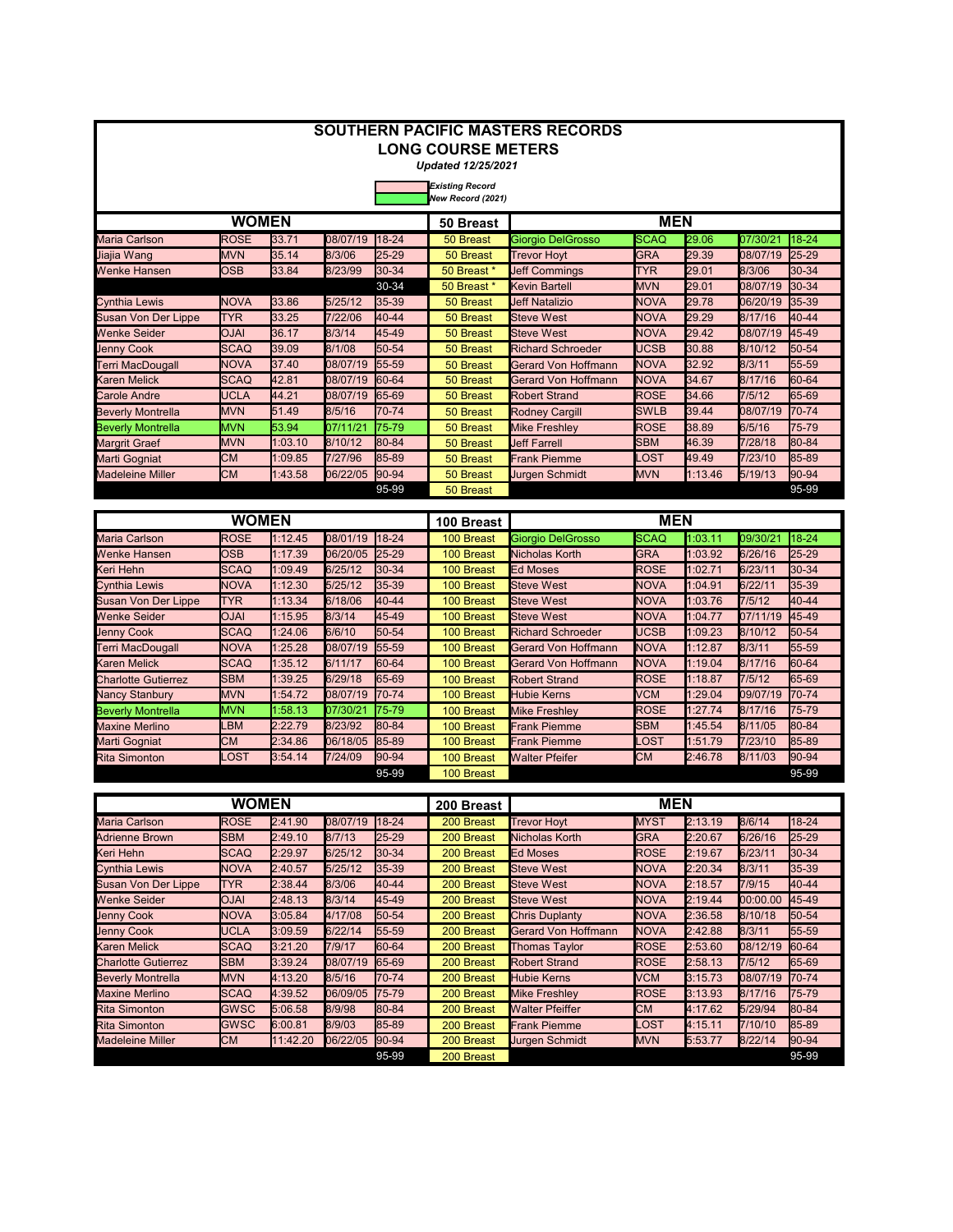# SOUTHERN PACIFIC MASTERS RECORDS

## LONG COURSE METERS

*Updated 12/25/2021*

*Existing Record*

*New Record (2021)*

| WOMEN | | | | | 50 Breast | MEN | | | | |
|---|---|---|---|---|---|---|---|---|---|---|
| Maria Carlson | ROSE | 33.71 | 08/07/19 | 18-24 | 50 Breast | Giorgio DelGrosso | SCAQ | 29.06 | 07/30/21 | 18-24 |
| Jiajia Wang | MVN | 35.14 | 8/3/06 | 25-29 | 50 Breast | Trevor Hoyt | GRA | 29.39 | 08/07/19 | 25-29 |
| Wenke Hansen | OSB | 33.84 | 8/23/99 | 30-34 | 50 Breast * | Jeff Commings | TYR | 29.01 | 8/3/06 | 30-34 |
| | | | | 30-34 | 50 Breast * | Kevin Bartell | MVN | 29.01 | 08/07/19 | 30-34 |
| Cynthia Lewis | NOVA | 33.86 | 5/25/12 | 35-39 | 50 Breast | Jeff Natalizio | NOVA | 29.78 | 06/20/19 | 35-39 |
| Susan Von Der Lippe | TYR | 33.25 | 7/22/06 | 40-44 | 50 Breast | Steve West | NOVA | 29.29 | 8/17/16 | 40-44 |
| Wenke Seider | OJAI | 36.17 | 8/3/14 | 45-49 | 50 Breast | Steve West | NOVA | 29.42 | 08/07/19 | 45-49 |
| Jenny Cook | SCAQ | 39.09 | 8/1/08 | 50-54 | 50 Breast | Richard Schroeder | UCSB | 30.88 | 8/10/12 | 50-54 |
| Terri MacDougall | NOVA | 37.40 | 08/07/19 | 55-59 | 50 Breast | Gerard Von Hoffmann | NOVA | 32.92 | 8/3/11 | 55-59 |
| Karen Melick | SCAQ | 42.81 | 08/07/19 | 60-64 | 50 Breast | Gerard Von Hoffmann | NOVA | 34.67 | 8/17/16 | 60-64 |
| Carole Andre | UCLA | 44.21 | 08/07/19 | 65-69 | 50 Breast | Robert Strand | ROSE | 34.66 | 7/5/12 | 65-69 |
| Beverly Montrella | MVN | 51.49 | 8/5/16 | 70-74 | 50 Breast | Rodney Cargill | SWLB | 39.44 | 08/07/19 | 70-74 |
| Beverly Montrella | MVN | 53.94 | 07/11/21 | 75-79 | 50 Breast | Mike Freshley | ROSE | 38.89 | 6/5/16 | 75-79 |
| Margrit Graef | MVN | 1:03.10 | 8/10/12 | 80-84 | 50 Breast | Jeff Farrell | SBM | 46.39 | 7/28/18 | 80-84 |
| Marti Gogniat | CM | 1:09.85 | 7/27/96 | 85-89 | 50 Breast | Frank Piemme | LOST | 49.49 | 7/23/10 | 85-89 |
| Madeleine Miller | CM | 1:43.58 | 06/22/05 | 90-94 | 50 Breast | Jurgen Schmidt | MVN | 1:13.46 | 5/19/13 | 90-94 |
| | | | | 95-99 | 50 Breast | | | | | 95-99 |

| WOMEN | | | | | 100 Breast | MEN | | | | |
|---|---|---|---|---|---|---|---|---|---|---|
| Maria Carlson | ROSE | 1:12.45 | 08/01/19 | 18-24 | 100 Breast | Giorgio DelGrosso | SCAQ | 1:03.11 | 09/30/21 | 18-24 |
| Wenke Hansen | OSB | 1:17.39 | 06/20/05 | 25-29 | 100 Breast | Nicholas Korth | GRA | 1:03.92 | 6/26/16 | 25-29 |
| Keri Hehn | SCAQ | 1:09.49 | 6/25/12 | 30-34 | 100 Breast | Ed Moses | ROSE | 1:02.71 | 6/23/11 | 30-34 |
| Cynthia Lewis | NOVA | 1:12.30 | 5/25/12 | 35-39 | 100 Breast | Steve West | NOVA | 1:04.91 | 6/22/11 | 35-39 |
| Susan Von Der Lippe | TYR | 1:13.34 | 6/18/06 | 40-44 | 100 Breast | Steve West | NOVA | 1:03.76 | 7/5/12 | 40-44 |
| Wenke Seider | OJAI | 1:15.95 | 8/3/14 | 45-49 | 100 Breast | Steve West | NOVA | 1:04.77 | 07/11/19 | 45-49 |
| Jenny Cook | SCAQ | 1:24.06 | 6/6/10 | 50-54 | 100 Breast | Richard Schroeder | UCSB | 1:09.23 | 8/10/12 | 50-54 |
| Terri MacDougall | NOVA | 1:25.28 | 08/07/19 | 55-59 | 100 Breast | Gerard Von Hoffmann | NOVA | 1:12.87 | 8/3/11 | 55-59 |
| Karen Melick | SCAQ | 1:35.12 | 6/11/17 | 60-64 | 100 Breast | Gerard Von Hoffmann | NOVA | 1:19.04 | 8/17/16 | 60-64 |
| Charlotte Gutierrez | SBM | 1:39.25 | 6/29/18 | 65-69 | 100 Breast | Robert Strand | ROSE | 1:18.87 | 7/5/12 | 65-69 |
| Nancy Stanbury | MVN | 1:54.72 | 08/07/19 | 70-74 | 100 Breast | Hubie Kerns | VCM | 1:29.04 | 09/07/19 | 70-74 |
| Beverly Montrella | MVN | 1:58.13 | 07/30/21 | 75-79 | 100 Breast | Mike Freshley | ROSE | 1:27.74 | 8/17/16 | 75-79 |
| Maxine Merlino | LBM | 2:22.79 | 8/23/92 | 80-84 | 100 Breast | Frank Piemme | SBM | 1:45.54 | 8/11/05 | 80-84 |
| Marti Gogniat | CM | 2:34.86 | 06/18/05 | 85-89 | 100 Breast | Frank Piemme | LOST | 1:51.79 | 7/23/10 | 85-89 |
| Rita Simonton | LOST | 3:54.14 | 7/24/09 | 90-94 | 100 Breast | Walter Pfeifer | CM | 2:46.78 | 8/11/03 | 90-94 |
| | | | | 95-99 | 100 Breast | | | | | 95-99 |

| WOMEN | | | | | 200 Breast | MEN | | | | |
|---|---|---|---|---|---|---|---|---|---|---|
| Maria Carlson | ROSE | 2:41.90 | 08/07/19 | 18-24 | 200 Breast | Trevor Hoyt | MYST | 2:13.19 | 8/6/14 | 18-24 |
| Adrienne Brown | SBM | 2:49.10 | 8/7/13 | 25-29 | 200 Breast | Nicholas Korth | GRA | 2:20.67 | 6/26/16 | 25-29 |
| Keri Hehn | SCAQ | 2:29.97 | 6/25/12 | 30-34 | 200 Breast | Ed Moses | ROSE | 2:19.67 | 6/23/11 | 30-34 |
| Cynthia Lewis | NOVA | 2:40.57 | 5/25/12 | 35-39 | 200 Breast | Steve West | NOVA | 2:20.34 | 8/3/11 | 35-39 |
| Susan Von Der Lippe | TYR | 2:38.44 | 8/3/06 | 40-44 | 200 Breast | Steve West | NOVA | 2:18.57 | 7/9/15 | 40-44 |
| Wenke Seider | OJAI | 2:48.13 | 8/3/14 | 45-49 | 200 Breast | Steve West | NOVA | 2:19.44 | 00:00.00 | 45-49 |
| Jenny Cook | NOVA | 3:05.84 | 4/17/08 | 50-54 | 200 Breast | Chris Duplanty | NOVA | 2:36.58 | 8/10/18 | 50-54 |
| Jenny Cook | UCLA | 3:09.59 | 6/22/14 | 55-59 | 200 Breast | Gerard Von Hoffmann | NOVA | 2:42.88 | 8/3/11 | 55-59 |
| Karen Melick | SCAQ | 3:21.20 | 7/9/17 | 60-64 | 200 Breast | Thomas Taylor | ROSE | 2:53.60 | 08/12/19 | 60-64 |
| Charlotte Gutierrez | SBM | 3:39.24 | 08/07/19 | 65-69 | 200 Breast | Robert Strand | ROSE | 2:58.13 | 7/5/12 | 65-69 |
| Beverly Montrella | MVN | 4:13.20 | 8/5/16 | 70-74 | 200 Breast | Hubie Kerns | VCM | 3:15.73 | 08/07/19 | 70-74 |
| Maxine Merlino | SCAQ | 4:39.52 | 06/09/05 | 75-79 | 200 Breast | Mike Freshley | ROSE | 3:13.93 | 8/17/16 | 75-79 |
| Rita Simonton | GWSC | 5:06.58 | 8/9/98 | 80-84 | 200 Breast | Walter Pfeiffer | CM | 4:17.62 | 5/29/94 | 80-84 |
| Rita Simonton | GWSC | 6:00.81 | 8/9/03 | 85-89 | 200 Breast | Frank Piemme | LOST | 4:15.11 | 7/10/10 | 85-89 |
| Madeleine Miller | CM | 11:42.20 | 06/22/05 | 90-94 | 200 Breast | Jurgen Schmidt | MVN | 5:53.77 | 8/22/14 | 90-94 |
| | | | | 95-99 | 200 Breast | | | | | 95-99 |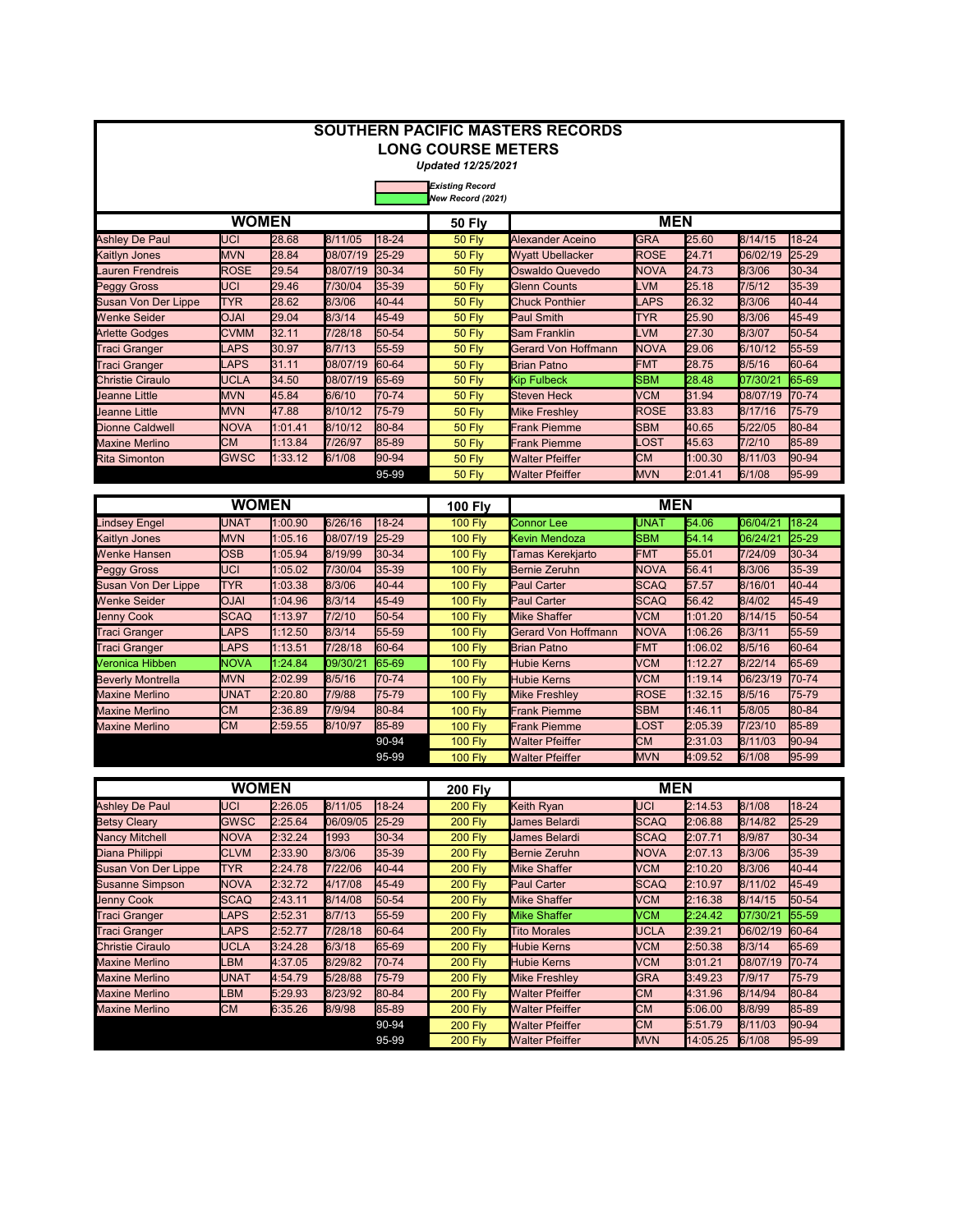# SOUTHERN PACIFIC MASTERS RECORDS
## LONG COURSE METERS
*Updated 12/25/2021*

*Existing Record*
*New Record (2021)*

| WOMEN | | | | | 50 Fly | MEN | | | | |
|---|---|---|---|---|---|---|---|---|---|---|
| Ashley De Paul | UCI | 28.68 | 8/11/05 | 18-24 | 50 Fly | Alexander Aceino | GRA | 25.60 | 8/14/15 | 18-24 |
| Kaitlyn Jones | MVN | 28.84 | 08/07/19 | 25-29 | 50 Fly | Wyatt Ubellacker | ROSE | 24.71 | 06/02/19 | 25-29 |
| Lauren Frendreis | ROSE | 29.54 | 08/07/19 | 30-34 | 50 Fly | Oswaldo Quevedo | NOVA | 24.73 | 8/3/06 | 30-34 |
| Peggy Gross | UCI | 29.46 | 7/30/04 | 35-39 | 50 Fly | Glenn Counts | LVM | 25.18 | 7/5/12 | 35-39 |
| Susan Von Der Lippe | TYR | 28.62 | 8/3/06 | 40-44 | 50 Fly | Chuck Ponthier | LAPS | 26.32 | 8/3/06 | 40-44 |
| Wenke Seider | OJAI | 29.04 | 8/3/14 | 45-49 | 50 Fly | Paul Smith | TYR | 25.90 | 8/3/06 | 45-49 |
| Arlette Godges | CVMM | 32.11 | 7/28/18 | 50-54 | 50 Fly | Sam Franklin | LVM | 27.30 | 8/3/07 | 50-54 |
| Traci Granger | LAPS | 30.97 | 8/7/13 | 55-59 | 50 Fly | Gerard Von Hoffmann | NOVA | 29.06 | 6/10/12 | 55-59 |
| Traci Granger | LAPS | 31.11 | 08/07/19 | 60-64 | 50 Fly | Brian Patno | FMT | 28.75 | 8/5/16 | 60-64 |
| Christie Ciraulo | UCLA | 34.50 | 08/07/19 | 65-69 | 50 Fly | Kip Fulbeck | SBM | 28.48 | 07/30/21 | 65-69 |
| Jeanne Little | MVN | 45.84 | 6/6/10 | 70-74 | 50 Fly | Steven Heck | VCM | 31.94 | 08/07/19 | 70-74 |
| Jeanne Little | MVN | 47.88 | 8/10/12 | 75-79 | 50 Fly | Mike Freshley | ROSE | 33.83 | 8/17/16 | 75-79 |
| Dionne Caldwell | NOVA | 1:01.41 | 8/10/12 | 80-84 | 50 Fly | Frank Piemme | SBM | 40.65 | 5/22/05 | 80-84 |
| Maxine Merlino | CM | 1:13.84 | 7/26/97 | 85-89 | 50 Fly | Frank Piemme | LOST | 45.63 | 7/2/10 | 85-89 |
| Rita Simonton | GWSC | 1:33.12 | 6/1/08 | 90-94 | 50 Fly | Walter Pfeiffer | CM | 1:00.30 | 8/11/03 | 90-94 |
| | | | | 95-99 | 50 Fly | Walter Pfeiffer | MVN | 2:01.41 | 6/1/08 | 95-99 |

| WOMEN | | | | | 100 Fly | MEN | | | | |
|---|---|---|---|---|---|---|---|---|---|---|
| Lindsey Engel | UNAT | 1:00.90 | 6/26/16 | 18-24 | 100 Fly | Connor Lee | UNAT | 54.06 | 06/04/21 | 18-24 |
| Kaitlyn Jones | MVN | 1:05.16 | 08/07/19 | 25-29 | 100 Fly | Kevin Mendoza | SBM | 54.14 | 06/24/21 | 25-29 |
| Wenke Hansen | OSB | 1:05.94 | 8/19/99 | 30-34 | 100 Fly | Tamas Kerekjarto | FMT | 55.01 | 7/24/09 | 30-34 |
| Peggy Gross | UCI | 1:05.02 | 7/30/04 | 35-39 | 100 Fly | Bernie Zeruhn | NOVA | 56.41 | 8/3/06 | 35-39 |
| Susan Von Der Lippe | TYR | 1:03.38 | 8/3/06 | 40-44 | 100 Fly | Paul Carter | SCAQ | 57.57 | 8/16/01 | 40-44 |
| Wenke Seider | OJAI | 1:04.96 | 8/3/14 | 45-49 | 100 Fly | Paul Carter | SCAQ | 56.42 | 8/4/02 | 45-49 |
| Jenny Cook | SCAQ | 1:13.97 | 7/2/10 | 50-54 | 100 Fly | Mike Shaffer | VCM | 1:01.20 | 8/14/15 | 50-54 |
| Traci Granger | LAPS | 1:12.50 | 8/3/14 | 55-59 | 100 Fly | Gerard Von Hoffmann | NOVA | 1:06.26 | 8/3/11 | 55-59 |
| Traci Granger | LAPS | 1:13.51 | 7/28/18 | 60-64 | 100 Fly | Brian Patno | FMT | 1:06.02 | 8/5/16 | 60-64 |
| Veronica Hibben | NOVA | 1:24.84 | 09/30/21 | 65-69 | 100 Fly | Hubie Kerns | VCM | 1:12.27 | 8/22/14 | 65-69 |
| Beverly Montrella | MVN | 2:02.99 | 8/5/16 | 70-74 | 100 Fly | Hubie Kerns | VCM | 1:19.14 | 06/23/19 | 70-74 |
| Maxine Merlino | UNAT | 2:20.80 | 7/9/88 | 75-79 | 100 Fly | Mike Freshley | ROSE | 1:32.15 | 8/5/16 | 75-79 |
| Maxine Merlino | CM | 2:36.89 | 7/9/94 | 80-84 | 100 Fly | Frank Piemme | SBM | 1:46.11 | 5/8/05 | 80-84 |
| Maxine Merlino | CM | 2:59.55 | 8/10/97 | 85-89 | 100 Fly | Frank Piemme | LOST | 2:05.39 | 7/23/10 | 85-89 |
| | | | | 90-94 | 100 Fly | Walter Pfeiffer | CM | 2:31.03 | 8/11/03 | 90-94 |
| | | | | 95-99 | 100 Fly | Walter Pfeiffer | MVN | 4:09.52 | 6/1/08 | 95-99 |

| WOMEN | | | | | 200 Fly | MEN | | | | |
|---|---|---|---|---|---|---|---|---|---|---|
| Ashley De Paul | UCI | 2:26.05 | 8/11/05 | 18-24 | 200 Fly | Keith Ryan | UCI | 2:14.53 | 8/1/08 | 18-24 |
| Betsy Cleary | GWSC | 2:25.64 | 06/09/05 | 25-29 | 200 Fly | James Belardi | SCAQ | 2:06.88 | 8/14/82 | 25-29 |
| Nancy Mitchell | NOVA | 2:32.24 | 1993 | 30-34 | 200 Fly | James Belardi | SCAQ | 2:07.71 | 8/9/87 | 30-34 |
| Diana Philippi | CLVM | 2:33.90 | 8/3/06 | 35-39 | 200 Fly | Bernie Zeruhn | NOVA | 2:07.13 | 8/3/06 | 35-39 |
| Susan Von Der Lippe | TYR | 2:24.78 | 7/22/06 | 40-44 | 200 Fly | Mike Shaffer | VCM | 2:10.20 | 8/3/06 | 40-44 |
| Susanne Simpson | NOVA | 2:32.72 | 4/17/08 | 45-49 | 200 Fly | Paul Carter | SCAQ | 2:10.97 | 8/11/02 | 45-49 |
| Jenny Cook | SCAQ | 2:43.11 | 8/14/08 | 50-54 | 200 Fly | Mike Shaffer | VCM | 2:16.38 | 8/14/15 | 50-54 |
| Traci Granger | LAPS | 2:52.31 | 8/7/13 | 55-59 | 200 Fly | Mike Shaffer | VCM | 2:24.42 | 07/30/21 | 55-59 |
| Traci Granger | LAPS | 2:52.77 | 7/28/18 | 60-64 | 200 Fly | Tito Morales | UCLA | 2:39.21 | 06/02/19 | 60-64 |
| Christie Ciraulo | UCLA | 3:24.28 | 6/3/18 | 65-69 | 200 Fly | Hubie Kerns | VCM | 2:50.38 | 8/3/14 | 65-69 |
| Maxine Merlino | LBM | 4:37.05 | 8/29/82 | 70-74 | 200 Fly | Hubie Kerns | VCM | 3:01.21 | 08/07/19 | 70-74 |
| Maxine Merlino | UNAT | 4:54.79 | 5/28/88 | 75-79 | 200 Fly | Mike Freshley | GRA | 3:49.23 | 7/9/17 | 75-79 |
| Maxine Merlino | LBM | 5:29.93 | 8/23/92 | 80-84 | 200 Fly | Walter Pfeiffer | CM | 4:31.96 | 8/14/94 | 80-84 |
| Maxine Merlino | CM | 6:35.26 | 8/9/98 | 85-89 | 200 Fly | Walter Pfeiffer | CM | 5:06.00 | 8/8/99 | 85-89 |
| | | | | 90-94 | 200 Fly | Walter Pfeiffer | CM | 5:51.79 | 8/11/03 | 90-94 |
| | | | | 95-99 | 200 Fly | Walter Pfeiffer | MVN | 14:05.25 | 6/1/08 | 95-99 |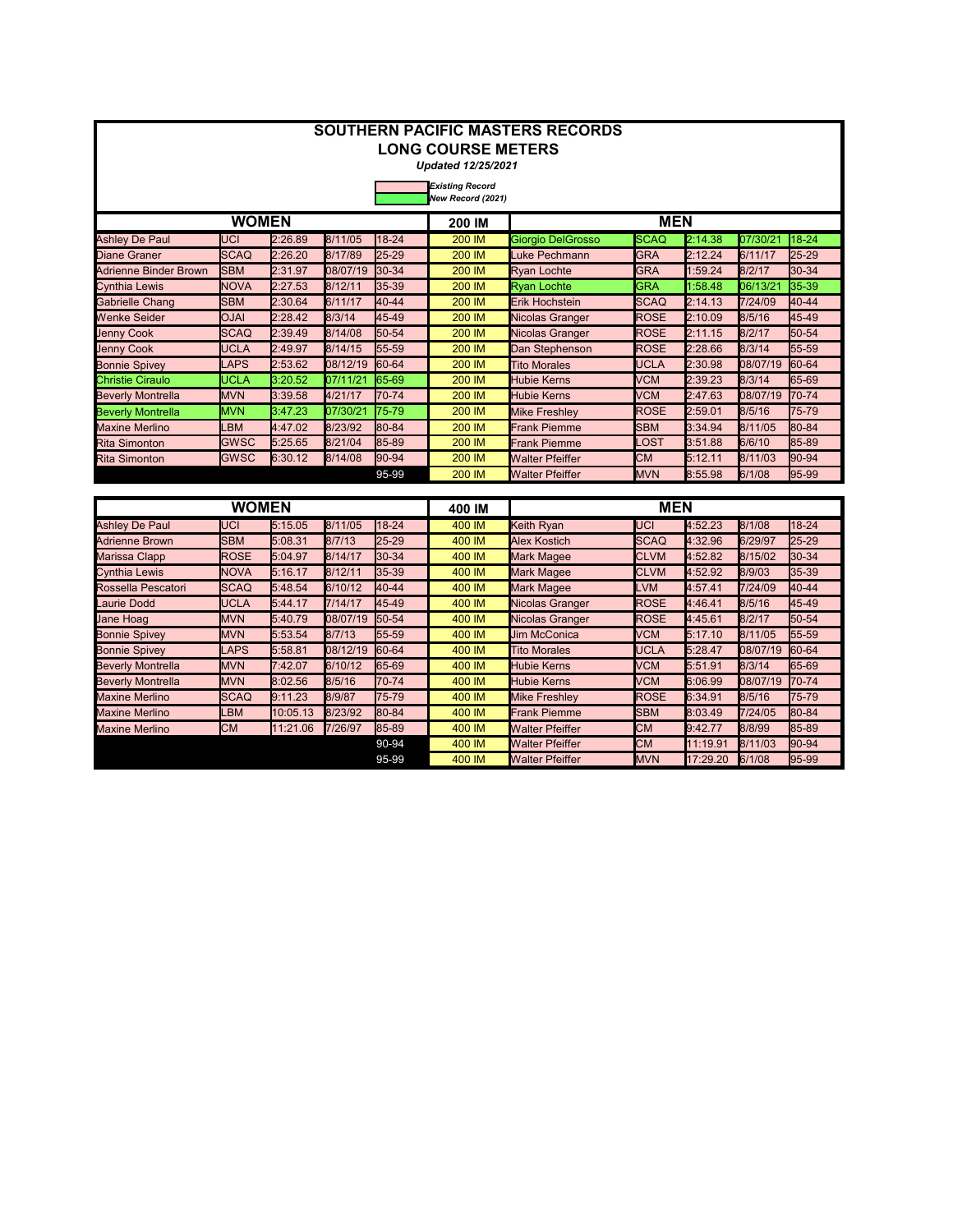# SOUTHERN PACIFIC MASTERS RECORDS

## LONG COURSE METERS

*Updated 12/25/2021*

*Existing Record*
*New Record (2021)*

| WOMEN | | | | | 200 IM | MEN | | | | |
|---|---|---|---|---|---|---|---|---|---|---|
| Ashley De Paul | UCI | 2:26.89 | 8/11/05 | 18-24 | 200 IM | Giorgio DelGrosso | SCAQ | 2:14.38 | 07/30/21 | 18-24 |
| Diane Graner | SCAQ | 2:26.20 | 8/17/89 | 25-29 | 200 IM | Luke Pechmann | GRA | 2:12.24 | 6/11/17 | 25-29 |
| Adrienne Binder Brown | SBM | 2:31.97 | 08/07/19 | 30-34 | 200 IM | Ryan Lochte | GRA | 1:59.24 | 8/2/17 | 30-34 |
| Cynthia Lewis | NOVA | 2:27.53 | 8/12/11 | 35-39 | 200 IM | Ryan Lochte | GRA | 1:58.48 | 06/13/21 | 35-39 |
| Gabrielle Chang | SBM | 2:30.64 | 6/11/17 | 40-44 | 200 IM | Erik Hochstein | SCAQ | 2:14.13 | 7/24/09 | 40-44 |
| Wenke Seider | OJAI | 2:28.42 | 8/3/14 | 45-49 | 200 IM | Nicolas Granger | ROSE | 2:10.09 | 8/5/16 | 45-49 |
| Jenny Cook | SCAQ | 2:39.49 | 8/14/08 | 50-54 | 200 IM | Nicolas Granger | ROSE | 2:11.15 | 8/2/17 | 50-54 |
| Jenny Cook | UCLA | 2:49.97 | 8/14/15 | 55-59 | 200 IM | Dan Stephenson | ROSE | 2:28.66 | 8/3/14 | 55-59 |
| Bonnie Spivey | LAPS | 2:53.62 | 08/12/19 | 60-64 | 200 IM | Tito Morales | UCLA | 2:30.98 | 08/07/19 | 60-64 |
| Christie Ciraulo | UCLA | 3:20.52 | 07/11/21 | 65-69 | 200 IM | Hubie Kerns | VCM | 2:39.23 | 8/3/14 | 65-69 |
| Beverly Montrella | MVN | 3:39.58 | 4/21/17 | 70-74 | 200 IM | Hubie Kerns | VCM | 2:47.63 | 08/07/19 | 70-74 |
| Beverly Montrella | MVN | 3:47.23 | 07/30/21 | 75-79 | 200 IM | Mike Freshley | ROSE | 2:59.01 | 8/5/16 | 75-79 |
| Maxine Merlino | LBM | 4:47.02 | 8/23/92 | 80-84 | 200 IM | Frank Piemme | SBM | 3:34.94 | 8/11/05 | 80-84 |
| Rita Simonton | GWSC | 5:25.65 | 8/21/04 | 85-89 | 200 IM | Frank Piemme | LOST | 3:51.88 | 6/6/10 | 85-89 |
| Rita Simonton | GWSC | 6:30.12 | 8/14/08 | 90-94 | 200 IM | Walter Pfeiffer | CM | 5:12.11 | 8/11/03 | 90-94 |
| | | | | 95-99 | 200 IM | Walter Pfeiffer | MVN | 8:55.98 | 6/1/08 | 95-99 |

| WOMEN | | | | | 400 IM | MEN | | | | |
|---|---|---|---|---|---|---|---|---|---|---|
| Ashley De Paul | UCI | 5:15.05 | 8/11/05 | 18-24 | 400 IM | Keith Ryan | UCI | 4:52.23 | 8/1/08 | 18-24 |
| Adrienne Brown | SBM | 5:08.31 | 8/7/13 | 25-29 | 400 IM | Alex Kostich | SCAQ | 4:32.96 | 6/29/97 | 25-29 |
| Marissa Clapp | ROSE | 5:04.97 | 8/14/17 | 30-34 | 400 IM | Mark Magee | CLVM | 4:52.82 | 8/15/02 | 30-34 |
| Cynthia Lewis | NOVA | 5:16.17 | 8/12/11 | 35-39 | 400 IM | Mark Magee | CLVM | 4:52.92 | 8/9/03 | 35-39 |
| Rossella Pescatori | SCAQ | 5:48.54 | 6/10/12 | 40-44 | 400 IM | Mark Magee | LVM | 4:57.41 | 7/24/09 | 40-44 |
| Laurie Dodd | UCLA | 5:44.17 | 7/14/17 | 45-49 | 400 IM | Nicolas Granger | ROSE | 4:46.41 | 8/5/16 | 45-49 |
| Jane Hoag | MVN | 5:40.79 | 08/07/19 | 50-54 | 400 IM | Nicolas Granger | ROSE | 4:45.61 | 8/2/17 | 50-54 |
| Bonnie Spivey | MVN | 5:53.54 | 8/7/13 | 55-59 | 400 IM | Jim McConica | VCM | 5:17.10 | 8/11/05 | 55-59 |
| Bonnie Spivey | LAPS | 5:58.81 | 08/12/19 | 60-64 | 400 IM | Tito Morales | UCLA | 5:28.47 | 08/07/19 | 60-64 |
| Beverly Montrella | MVN | 7:42.07 | 6/10/12 | 65-69 | 400 IM | Hubie Kerns | VCM | 5:51.91 | 8/3/14 | 65-69 |
| Beverly Montrella | MVN | 8:02.56 | 8/5/16 | 70-74 | 400 IM | Hubie Kerns | VCM | 6:06.99 | 08/07/19 | 70-74 |
| Maxine Merlino | SCAQ | 9:11.23 | 8/9/87 | 75-79 | 400 IM | Mike Freshley | ROSE | 6:34.91 | 8/5/16 | 75-79 |
| Maxine Merlino | LBM | 10:05.13 | 8/23/92 | 80-84 | 400 IM | Frank Piemme | SBM | 8:03.49 | 7/24/05 | 80-84 |
| Maxine Merlino | CM | 11:21.06 | 7/26/97 | 85-89 | 400 IM | Walter Pfeiffer | CM | 9:42.77 | 8/8/99 | 85-89 |
| | | | | 90-94 | 400 IM | Walter Pfeiffer | CM | 11:19.91 | 8/11/03 | 90-94 |
| | | | | 95-99 | 400 IM | Walter Pfeiffer | MVN | 17:29.20 | 6/1/08 | 95-99 |